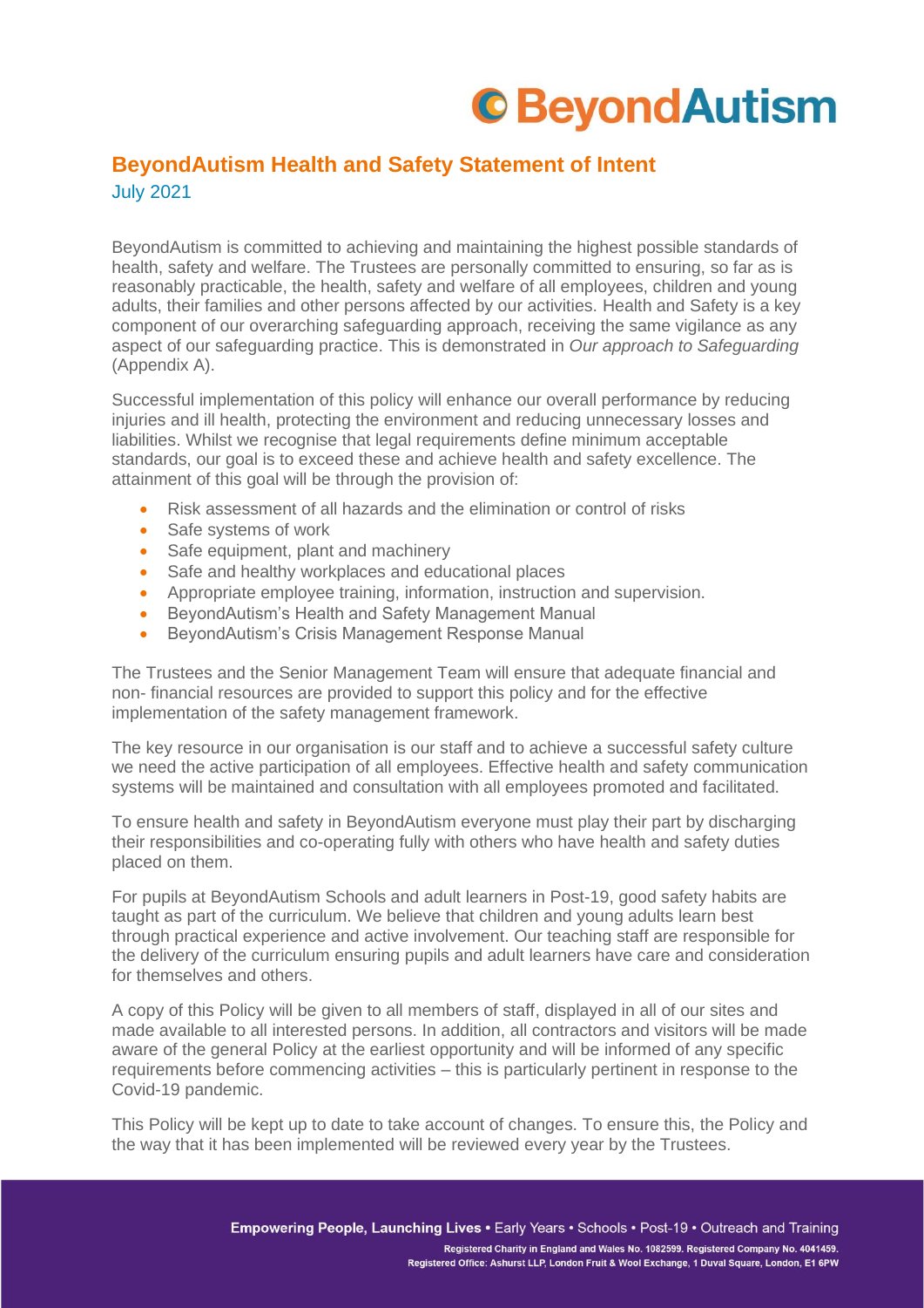# BeyondAutism Health and Safety Statement of Intent

July 2021

BeyondAutism is committed to achieving and maintaining the highest possible standards of health, safety and welfare. The Trustees are personally committed to ensuring, so far as is reasonably practicable, the health, safety and welfare of all employees, children and young adults, their families and other persons affected by our activities. Health and Safety is a key component of our overarching safeguarding approach, receiving the same vigilance as any aspect of our safeguarding practice. This is demonstrated in *Our approach to Safeguarding* (Appendix A).

Successful implementation of this policy will enhance our overall performance by reducing injuries and ill health, protecting the environment and reducing unnecessary losses and liabilities. Whilst we recognise that legal requirements define minimum acceptable standards, our goal is to exceed these and achieve health and safety excellence. The attainment of this goal will be through the provision of:

- Risk assessment of all hazards and the elimination or control of risks
- Safe systems of work
- Safe equipment, plant and machinery
- Safe and healthy workplaces and educational places
- Appropriate employee training, information, instruction and supervision.
- BeyondAutism's Health and Safety Management Manual
- BeyondAutism's Crisis Management Response Manual

The Trustees and the Senior Management Team will ensure that adequate financial and non- financial resources are provided to support this policy and for the effective implementation of the safety management framework.

The key resource in our organisation is our staff and to achieve a successful safety culture we need the active participation of all employees. Effective health and safety communication systems will be maintained and consultation with all employees promoted and facilitated.

To ensure health and safety in BeyondAutism everyone must play their part by discharging their responsibilities and co-operating fully with others who have health and safety duties placed on them.

For pupils at BeyondAutism Schools and adult learners in Post-19, good safety habits are taught as part of the curriculum. We believe that children and young adults learn best through practical experience and active involvement. Our teaching staff are responsible for the delivery of the curriculum ensuring pupils and adult learners have care and consideration for themselves and others.

A copy of this Policy will be given to all members of staff, displayed in all of our sites and made available to all interested persons. In addition, all contractors and visitors will be made aware of the general Policy at the earliest opportunity and will be informed of any specific requirements before commencing activities – this is particularly pertinent in response to the Covid-19 pandemic.

This Policy will be kept up to date to take account of changes. To ensure this, the Policy and the way that it has been implemented will be reviewed every year by the Trustees.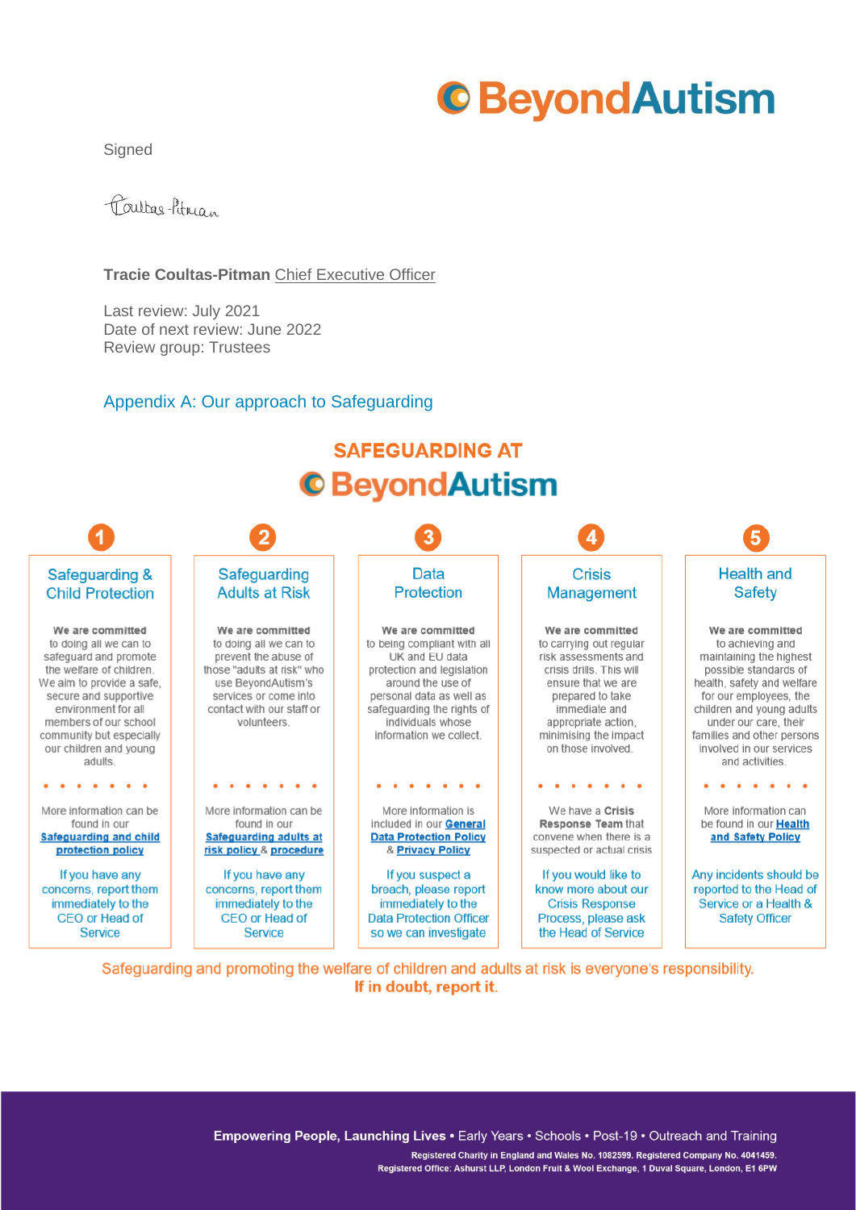Signed

Tracie Coultas-Pitman Chief Executive Officer

Last review: July 2021
Date of next review: June 2022
Review group: Trustees

## Appendix A: Our approach to Safeguarding

### SAFEGUARDING AT BeyondAutism

**1 Safeguarding & Child Protection**

**We are committed** to doing all we can to safeguard and promote the welfare of children. We aim to provide a safe, secure and supportive environment for all members of our school community but especially our children and young adults.

More information can be found in our **Safeguarding and child protection policy**

If you have any concerns, report them immediately to the CEO or Head of Service

**2 Safeguarding Adults at Risk**

**We are committed** to doing all we can to prevent the abuse of those "adults at risk" who use BeyondAutism's services or come into contact with our staff or volunteers.

More information can be found in our **Safeguarding adults at risk policy** & **procedure**

If you have any concerns, report them immediately to the CEO or Head of Service

**3 Data Protection**

**We are committed** to being compliant with all UK and EU data protection and legislation around the use of personal data as well as safeguarding the rights of individuals whose information we collect.

More information is included in our **General Data Protection Policy** & **Privacy Policy**

If you suspect a breach, please report immediately to the Data Protection Officer so we can investigate

**4 Crisis Management**

**We are committed** to carrying out regular risk assessments and crisis drills. This will ensure that we are prepared to take immediate and appropriate action, minimising the impact on those involved.

We have a **Crisis Response Team** that convene when there is a suspected or actual crisis

If you would like to know more about our Crisis Response Process, please ask the Head of Service

**5 Health and Safety**

**We are committed** to achieving and maintaining the highest possible standards of health, safety and welfare for our employees, the children and young adults under our care, their families and other persons involved in our services and activities.

More information can be found in our **Health and Safety Policy**

Any incidents should be reported to the Head of Service or a Health & Safety Officer

Safeguarding and promoting the welfare of children and adults at risk is everyone's responsibility.
**If in doubt, report it.**

**Empowering People, Launching Lives** • Early Years • Schools • Post-19 • Outreach and Training

Registered Charity in England and Wales No. 1082599. Registered Company No. 4041459.
Registered Office: Ashurst LLP, London Fruit & Wool Exchange, 1 Duval Square, London, E1 6PW